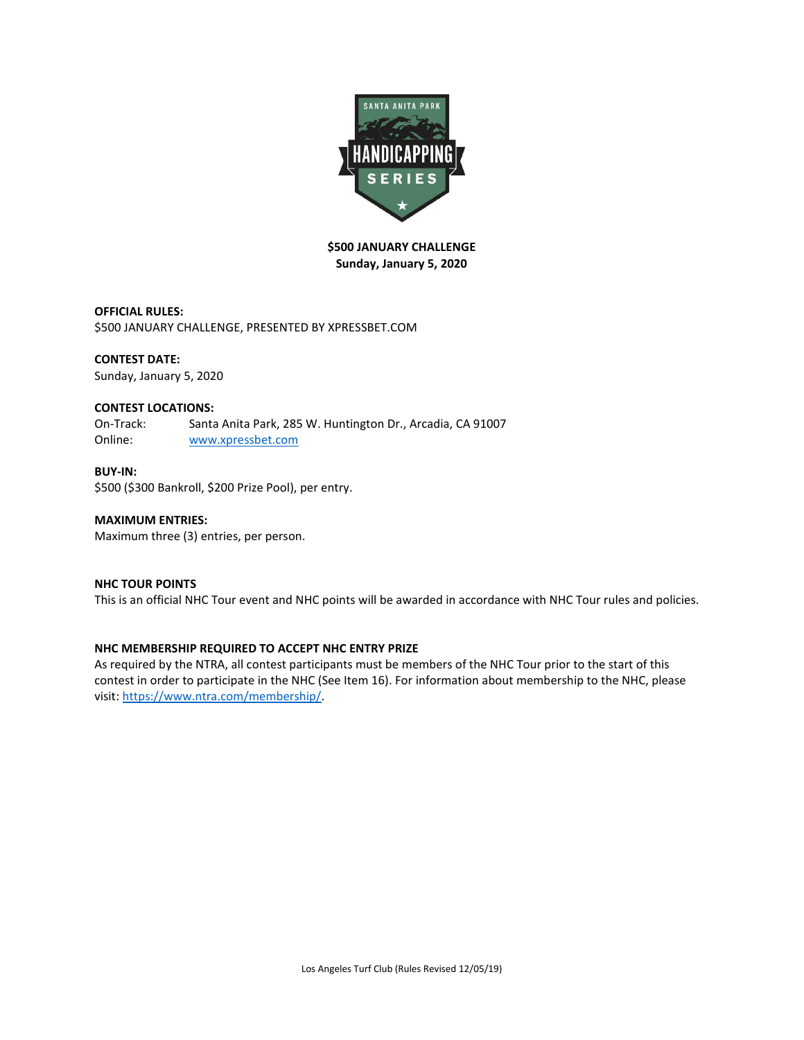**$500 JANUARY CHALLENGE**
**Sunday, January 5, 2020**

**OFFICIAL RULES:**
$500 JANUARY CHALLENGE, PRESENTED BY XPRESSBET.COM

**CONTEST DATE:**
Sunday, January 5, 2020

**CONTEST LOCATIONS:**

On-Track: Santa Anita Park, 285 W. Huntington Dr., Arcadia, CA 91007
Online: [www.xpressbet.com](http://www.xpressbet.com)

**BUY-IN:**
$500 ($300 Bankroll, $200 Prize Pool), per entry.

**MAXIMUM ENTRIES:**
Maximum three (3) entries, per person.

**NHC TOUR POINTS**
This is an official NHC Tour event and NHC points will be awarded in accordance with NHC Tour rules and policies.

**NHC MEMBERSHIP REQUIRED TO ACCEPT NHC ENTRY PRIZE**
As required by the NTRA, all contest participants must be members of the NHC Tour prior to the start of this contest in order to participate in the NHC (See Item 16). For information about membership to the NHC, please visit: [https://www.ntra.com/membership/](https://www.ntra.com/membership/).

Los Angeles Turf Club (Rules Revised 12/05/19)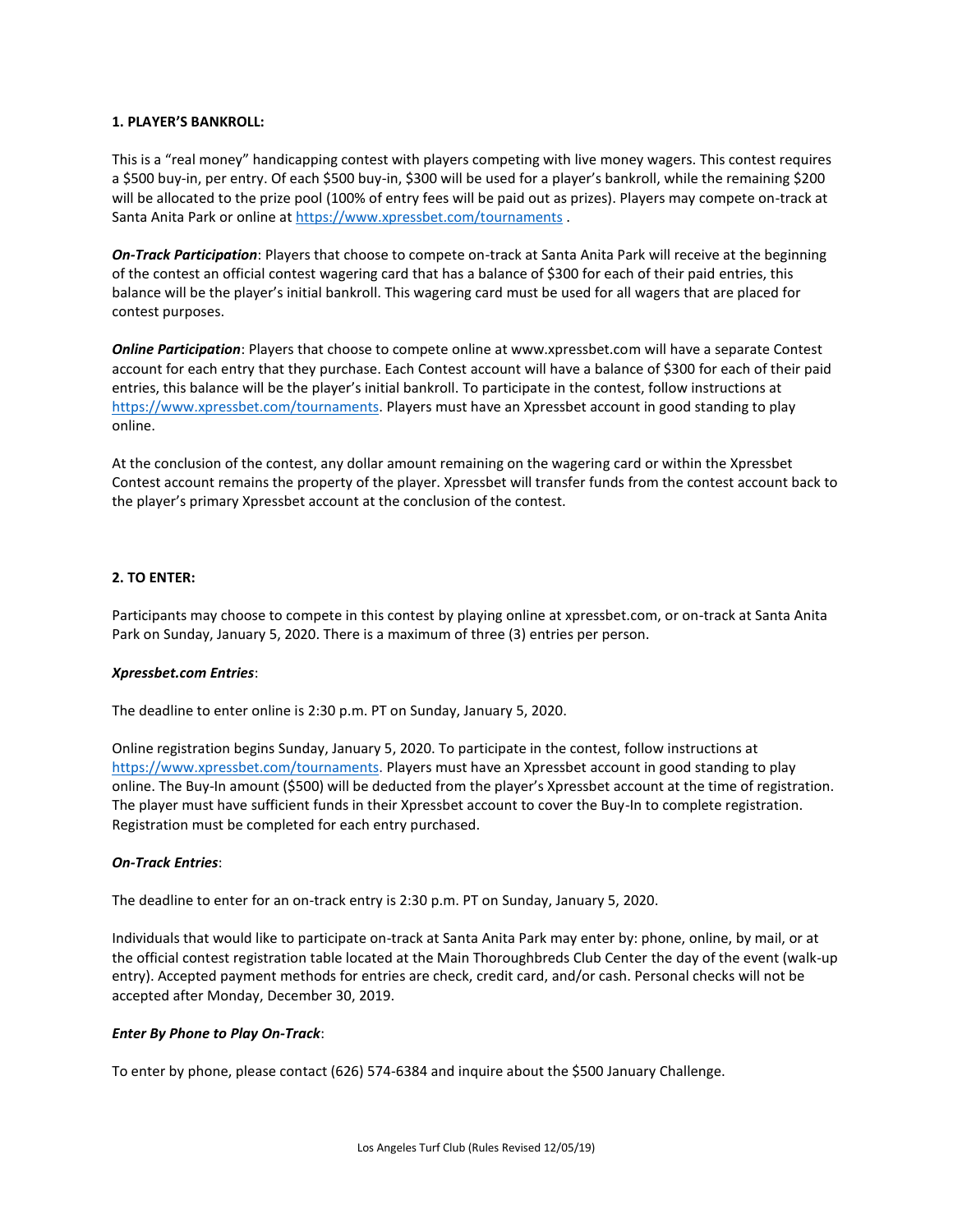**1. PLAYER'S BANKROLL:**

This is a "real money" handicapping contest with players competing with live money wagers. This contest requires a $500 buy-in, per entry. Of each $500 buy-in, $300 will be used for a player's bankroll, while the remaining $200 will be allocated to the prize pool (100% of entry fees will be paid out as prizes). Players may compete on-track at Santa Anita Park or online at https://www.xpressbet.com/tournaments .

***On-Track Participation***: Players that choose to compete on-track at Santa Anita Park will receive at the beginning of the contest an official contest wagering card that has a balance of $300 for each of their paid entries, this balance will be the player's initial bankroll. This wagering card must be used for all wagers that are placed for contest purposes.

***Online Participation***: Players that choose to compete online at www.xpressbet.com will have a separate Contest account for each entry that they purchase. Each Contest account will have a balance of $300 for each of their paid entries, this balance will be the player's initial bankroll. To participate in the contest, follow instructions at https://www.xpressbet.com/tournaments. Players must have an Xpressbet account in good standing to play online.

At the conclusion of the contest, any dollar amount remaining on the wagering card or within the Xpressbet Contest account remains the property of the player. Xpressbet will transfer funds from the contest account back to the player's primary Xpressbet account at the conclusion of the contest.

**2. TO ENTER:**

Participants may choose to compete in this contest by playing online at xpressbet.com, or on-track at Santa Anita Park on Sunday, January 5, 2020. There is a maximum of three (3) entries per person.

***Xpressbet.com Entries***:

The deadline to enter online is 2:30 p.m. PT on Sunday, January 5, 2020.

Online registration begins Sunday, January 5, 2020. To participate in the contest, follow instructions at https://www.xpressbet.com/tournaments. Players must have an Xpressbet account in good standing to play online. The Buy-In amount ($500) will be deducted from the player's Xpressbet account at the time of registration. The player must have sufficient funds in their Xpressbet account to cover the Buy-In to complete registration. Registration must be completed for each entry purchased.

***On-Track Entries***:

The deadline to enter for an on-track entry is 2:30 p.m. PT on Sunday, January 5, 2020.

Individuals that would like to participate on-track at Santa Anita Park may enter by: phone, online, by mail, or at the official contest registration table located at the Main Thoroughbreds Club Center the day of the event (walk-up entry). Accepted payment methods for entries are check, credit card, and/or cash. Personal checks will not be accepted after Monday, December 30, 2019.

***Enter By Phone to Play On-Track***:

To enter by phone, please contact (626) 574-6384 and inquire about the $500 January Challenge.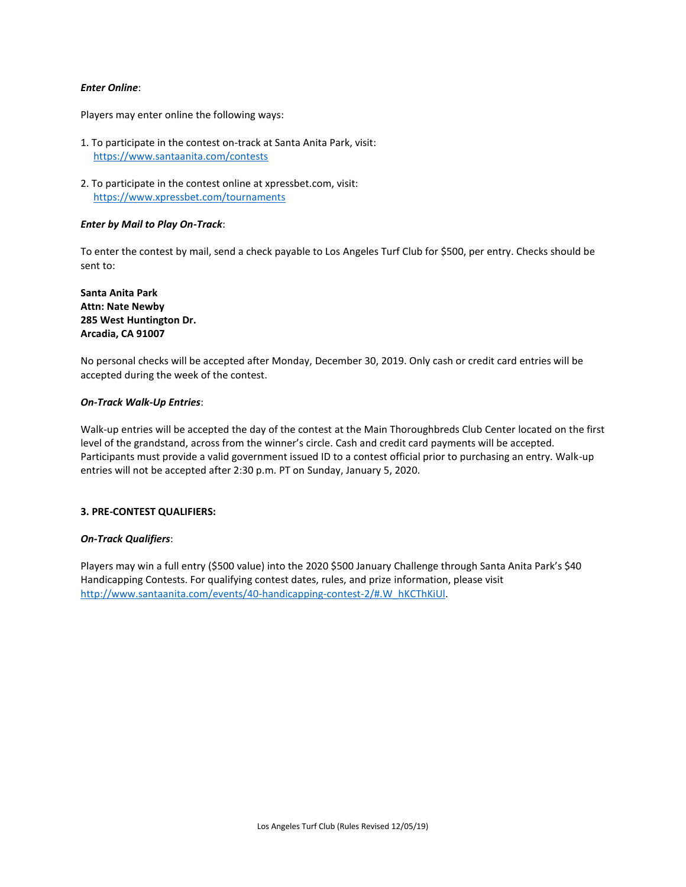***Enter Online***:

Players may enter online the following ways:

1. To participate in the contest on-track at Santa Anita Park, visit: https://www.santaanita.com/contests

2. To participate in the contest online at xpressbet.com, visit: https://www.xpressbet.com/tournaments

***Enter by Mail to Play On-Track***:

To enter the contest by mail, send a check payable to Los Angeles Turf Club for $500, per entry. Checks should be sent to:

**Santa Anita Park**
**Attn: Nate Newby**
**285 West Huntington Dr.**
**Arcadia, CA 91007**

No personal checks will be accepted after Monday, December 30, 2019. Only cash or credit card entries will be accepted during the week of the contest.

***On-Track Walk-Up Entries***:

Walk-up entries will be accepted the day of the contest at the Main Thoroughbreds Club Center located on the first level of the grandstand, across from the winner's circle. Cash and credit card payments will be accepted. Participants must provide a valid government issued ID to a contest official prior to purchasing an entry. Walk-up entries will not be accepted after 2:30 p.m. PT on Sunday, January 5, 2020.

**3. PRE-CONTEST QUALIFIERS:**

***On-Track Qualifiers***:

Players may win a full entry ($500 value) into the 2020 $500 January Challenge through Santa Anita Park's $40 Handicapping Contests. For qualifying contest dates, rules, and prize information, please visit http://www.santaanita.com/events/40-handicapping-contest-2/#.W_hKCThKiUl.

Los Angeles Turf Club (Rules Revised 12/05/19)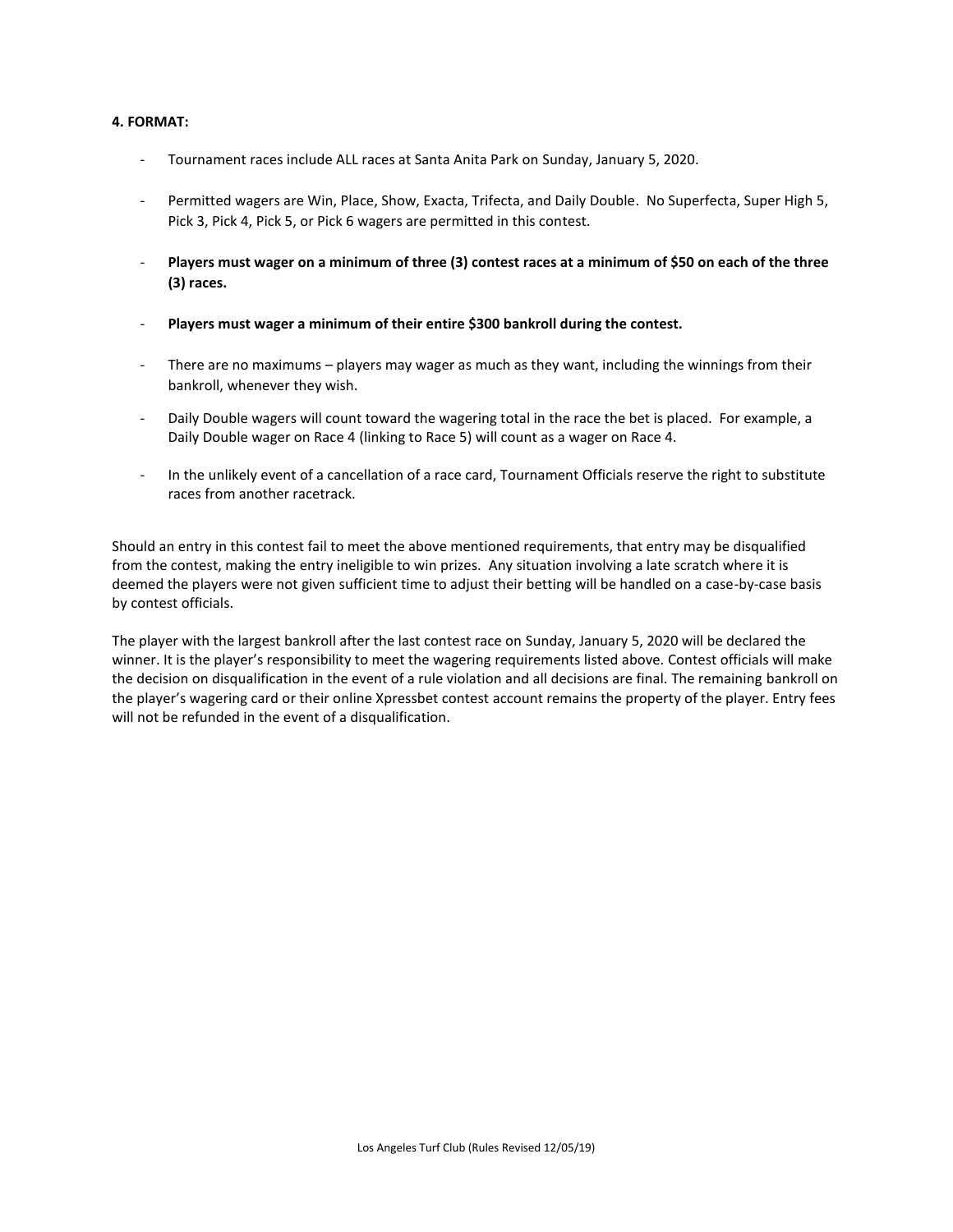**4. FORMAT:**

- Tournament races include ALL races at Santa Anita Park on Sunday, January 5, 2020.
- Permitted wagers are Win, Place, Show, Exacta, Trifecta, and Daily Double. No Superfecta, Super High 5, Pick 3, Pick 4, Pick 5, or Pick 6 wagers are permitted in this contest.
- **Players must wager on a minimum of three (3) contest races at a minimum of $50 on each of the three (3) races.**
- **Players must wager a minimum of their entire $300 bankroll during the contest.**
- There are no maximums – players may wager as much as they want, including the winnings from their bankroll, whenever they wish.
- Daily Double wagers will count toward the wagering total in the race the bet is placed. For example, a Daily Double wager on Race 4 (linking to Race 5) will count as a wager on Race 4.
- In the unlikely event of a cancellation of a race card, Tournament Officials reserve the right to substitute races from another racetrack.

Should an entry in this contest fail to meet the above mentioned requirements, that entry may be disqualified from the contest, making the entry ineligible to win prizes. Any situation involving a late scratch where it is deemed the players were not given sufficient time to adjust their betting will be handled on a case-by-case basis by contest officials.

The player with the largest bankroll after the last contest race on Sunday, January 5, 2020 will be declared the winner. It is the player's responsibility to meet the wagering requirements listed above. Contest officials will make the decision on disqualification in the event of a rule violation and all decisions are final. The remaining bankroll on the player's wagering card or their online Xpressbet contest account remains the property of the player. Entry fees will not be refunded in the event of a disqualification.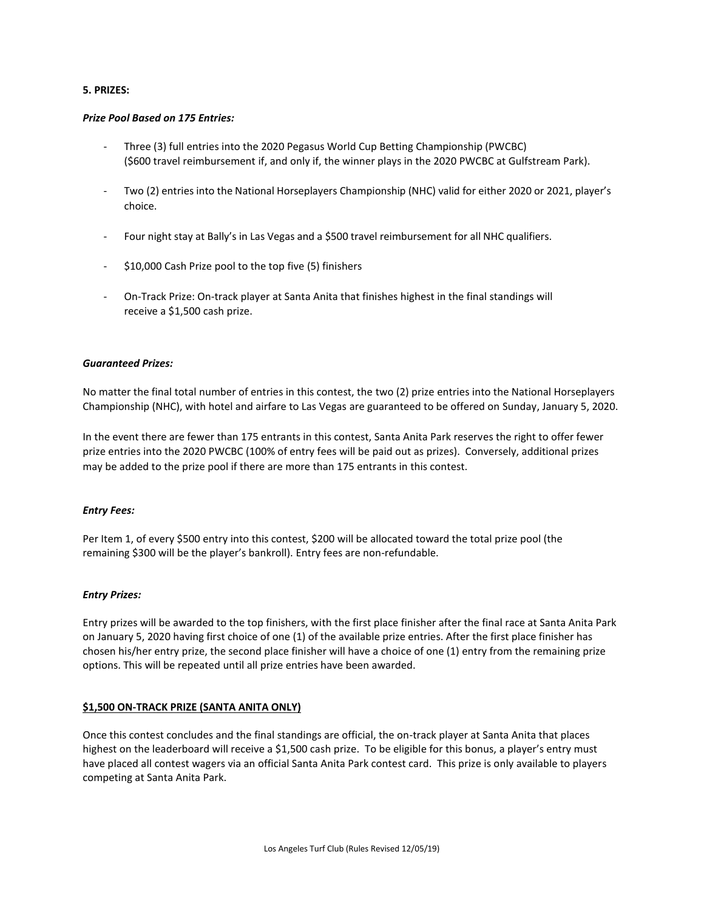**5. PRIZES:**

***Prize Pool Based on 175 Entries:***

- Three (3) full entries into the 2020 Pegasus World Cup Betting Championship (PWCBC) ($600 travel reimbursement if, and only if, the winner plays in the 2020 PWCBC at Gulfstream Park).
- Two (2) entries into the National Horseplayers Championship (NHC) valid for either 2020 or 2021, player's choice.
- Four night stay at Bally's in Las Vegas and a $500 travel reimbursement for all NHC qualifiers.
- $10,000 Cash Prize pool to the top five (5) finishers
- On-Track Prize: On-track player at Santa Anita that finishes highest in the final standings will receive a $1,500 cash prize.

***Guaranteed Prizes:***

No matter the final total number of entries in this contest, the two (2) prize entries into the National Horseplayers Championship (NHC), with hotel and airfare to Las Vegas are guaranteed to be offered on Sunday, January 5, 2020.

In the event there are fewer than 175 entrants in this contest, Santa Anita Park reserves the right to offer fewer prize entries into the 2020 PWCBC (100% of entry fees will be paid out as prizes). Conversely, additional prizes may be added to the prize pool if there are more than 175 entrants in this contest.

***Entry Fees:***

Per Item 1, of every $500 entry into this contest, $200 will be allocated toward the total prize pool (the remaining $300 will be the player's bankroll). Entry fees are non-refundable.

***Entry Prizes:***

Entry prizes will be awarded to the top finishers, with the first place finisher after the final race at Santa Anita Park on January 5, 2020 having first choice of one (1) of the available prize entries. After the first place finisher has chosen his/her entry prize, the second place finisher will have a choice of one (1) entry from the remaining prize options. This will be repeated until all prize entries have been awarded.

**$1,500 ON-TRACK PRIZE (SANTA ANITA ONLY)**

Once this contest concludes and the final standings are official, the on-track player at Santa Anita that places highest on the leaderboard will receive a $1,500 cash prize. To be eligible for this bonus, a player's entry must have placed all contest wagers via an official Santa Anita Park contest card. This prize is only available to players competing at Santa Anita Park.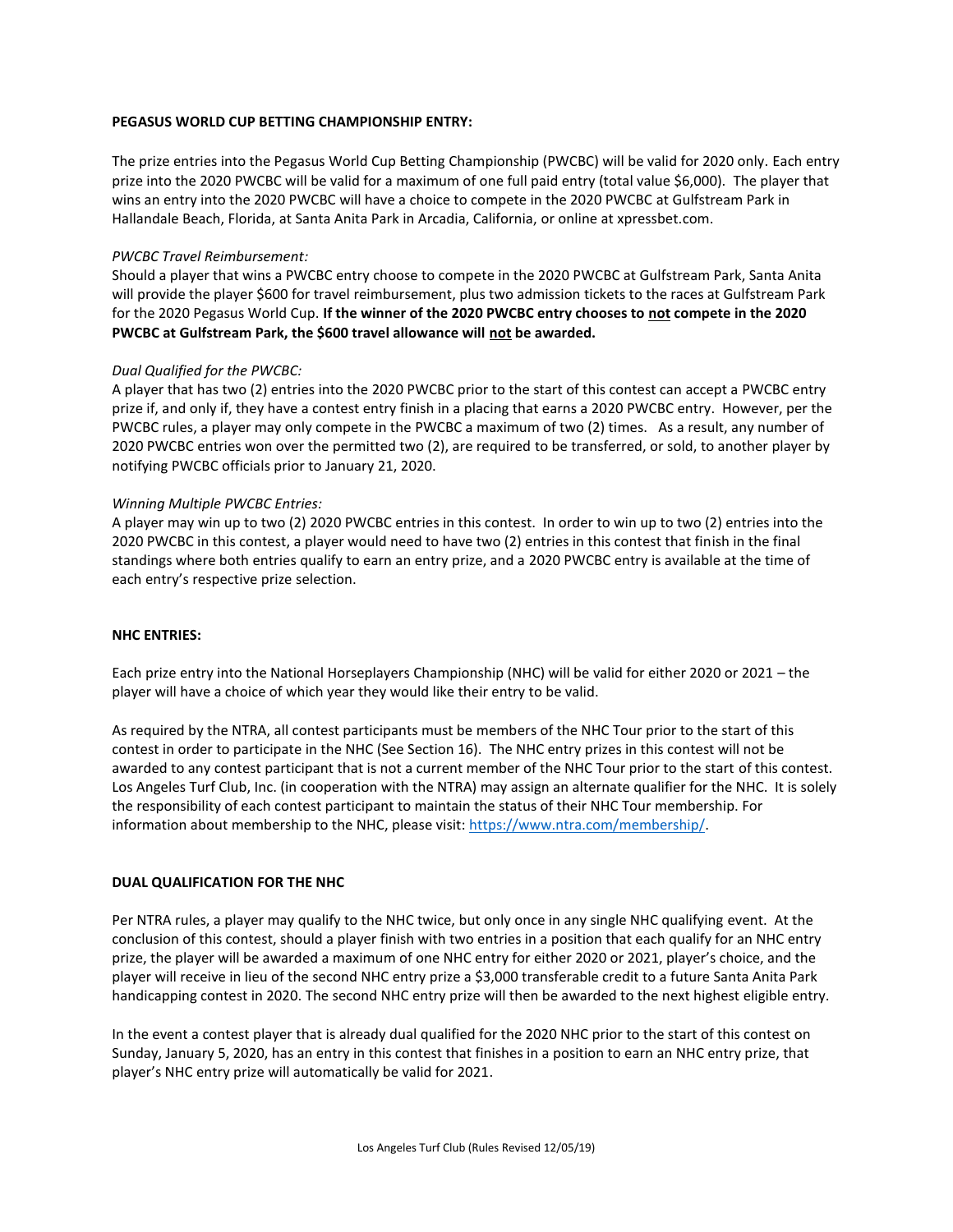**PEGASUS WORLD CUP BETTING CHAMPIONSHIP ENTRY:**

The prize entries into the Pegasus World Cup Betting Championship (PWCBC) will be valid for 2020 only. Each entry prize into the 2020 PWCBC will be valid for a maximum of one full paid entry (total value $6,000). The player that wins an entry into the 2020 PWCBC will have a choice to compete in the 2020 PWCBC at Gulfstream Park in Hallandale Beach, Florida, at Santa Anita Park in Arcadia, California, or online at xpressbet.com.

*PWCBC Travel Reimbursement:*

Should a player that wins a PWCBC entry choose to compete in the 2020 PWCBC at Gulfstream Park, Santa Anita will provide the player $600 for travel reimbursement, plus two admission tickets to the races at Gulfstream Park for the 2020 Pegasus World Cup. **If the winner of the 2020 PWCBC entry chooses to <u>not</u> compete in the 2020 PWCBC at Gulfstream Park, the $600 travel allowance will <u>not</u> be awarded.**

*Dual Qualified for the PWCBC:*

A player that has two (2) entries into the 2020 PWCBC prior to the start of this contest can accept a PWCBC entry prize if, and only if, they have a contest entry finish in a placing that earns a 2020 PWCBC entry. However, per the PWCBC rules, a player may only compete in the PWCBC a maximum of two (2) times. As a result, any number of 2020 PWCBC entries won over the permitted two (2), are required to be transferred, or sold, to another player by notifying PWCBC officials prior to January 21, 2020.

*Winning Multiple PWCBC Entries:*

A player may win up to two (2) 2020 PWCBC entries in this contest. In order to win up to two (2) entries into the 2020 PWCBC in this contest, a player would need to have two (2) entries in this contest that finish in the final standings where both entries qualify to earn an entry prize, and a 2020 PWCBC entry is available at the time of each entry's respective prize selection.

**NHC ENTRIES:**

Each prize entry into the National Horseplayers Championship (NHC) will be valid for either 2020 or 2021 – the player will have a choice of which year they would like their entry to be valid.

As required by the NTRA, all contest participants must be members of the NHC Tour prior to the start of this contest in order to participate in the NHC (See Section 16). The NHC entry prizes in this contest will not be awarded to any contest participant that is not a current member of the NHC Tour prior to the start of this contest. Los Angeles Turf Club, Inc. (in cooperation with the NTRA) may assign an alternate qualifier for the NHC. It is solely the responsibility of each contest participant to maintain the status of their NHC Tour membership. For information about membership to the NHC, please visit: https://www.ntra.com/membership/.

**DUAL QUALIFICATION FOR THE NHC**

Per NTRA rules, a player may qualify to the NHC twice, but only once in any single NHC qualifying event. At the conclusion of this contest, should a player finish with two entries in a position that each qualify for an NHC entry prize, the player will be awarded a maximum of one NHC entry for either 2020 or 2021, player's choice, and the player will receive in lieu of the second NHC entry prize a $3,000 transferable credit to a future Santa Anita Park handicapping contest in 2020. The second NHC entry prize will then be awarded to the next highest eligible entry.

In the event a contest player that is already dual qualified for the 2020 NHC prior to the start of this contest on Sunday, January 5, 2020, has an entry in this contest that finishes in a position to earn an NHC entry prize, that player's NHC entry prize will automatically be valid for 2021.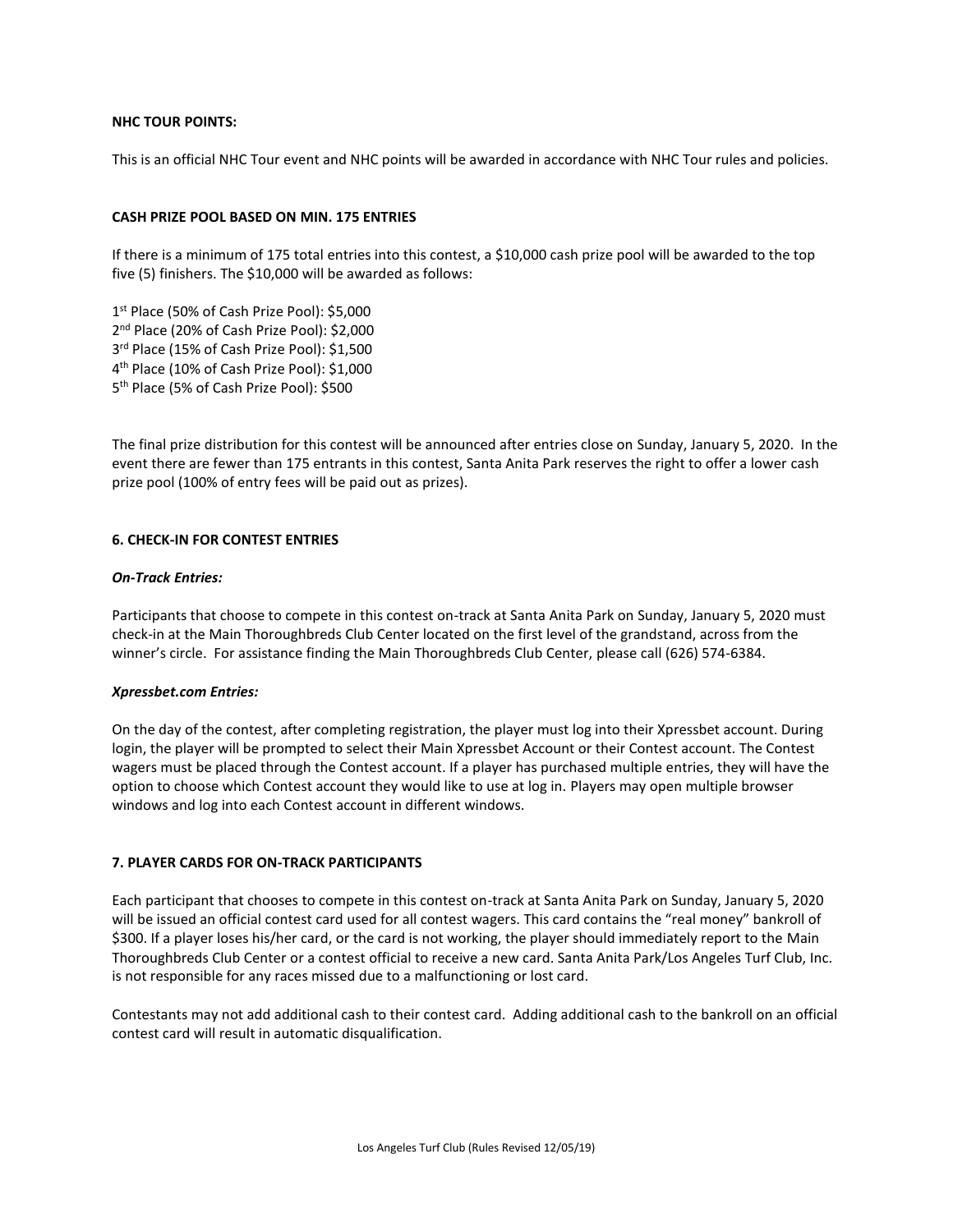**NHC TOUR POINTS:**

This is an official NHC Tour event and NHC points will be awarded in accordance with NHC Tour rules and policies.

**CASH PRIZE POOL BASED ON MIN. 175 ENTRIES**

If there is a minimum of 175 total entries into this contest, a $10,000 cash prize pool will be awarded to the top five (5) finishers. The $10,000 will be awarded as follows:

1st Place (50% of Cash Prize Pool): $5,000
2nd Place (20% of Cash Prize Pool): $2,000
3rd Place (15% of Cash Prize Pool): $1,500
4th Place (10% of Cash Prize Pool): $1,000
5th Place (5% of Cash Prize Pool): $500

The final prize distribution for this contest will be announced after entries close on Sunday, January 5, 2020. In the event there are fewer than 175 entrants in this contest, Santa Anita Park reserves the right to offer a lower cash prize pool (100% of entry fees will be paid out as prizes).

**6. CHECK-IN FOR CONTEST ENTRIES**

***On-Track Entries:***

Participants that choose to compete in this contest on-track at Santa Anita Park on Sunday, January 5, 2020 must check-in at the Main Thoroughbreds Club Center located on the first level of the grandstand, across from the winner's circle. For assistance finding the Main Thoroughbreds Club Center, please call (626) 574-6384.

***Xpressbet.com Entries:***

On the day of the contest, after completing registration, the player must log into their Xpressbet account. During login, the player will be prompted to select their Main Xpressbet Account or their Contest account. The Contest wagers must be placed through the Contest account. If a player has purchased multiple entries, they will have the option to choose which Contest account they would like to use at log in. Players may open multiple browser windows and log into each Contest account in different windows.

**7. PLAYER CARDS FOR ON-TRACK PARTICIPANTS**

Each participant that chooses to compete in this contest on-track at Santa Anita Park on Sunday, January 5, 2020 will be issued an official contest card used for all contest wagers. This card contains the "real money" bankroll of $300. If a player loses his/her card, or the card is not working, the player should immediately report to the Main Thoroughbreds Club Center or a contest official to receive a new card. Santa Anita Park/Los Angeles Turf Club, Inc. is not responsible for any races missed due to a malfunctioning or lost card.

Contestants may not add additional cash to their contest card. Adding additional cash to the bankroll on an official contest card will result in automatic disqualification.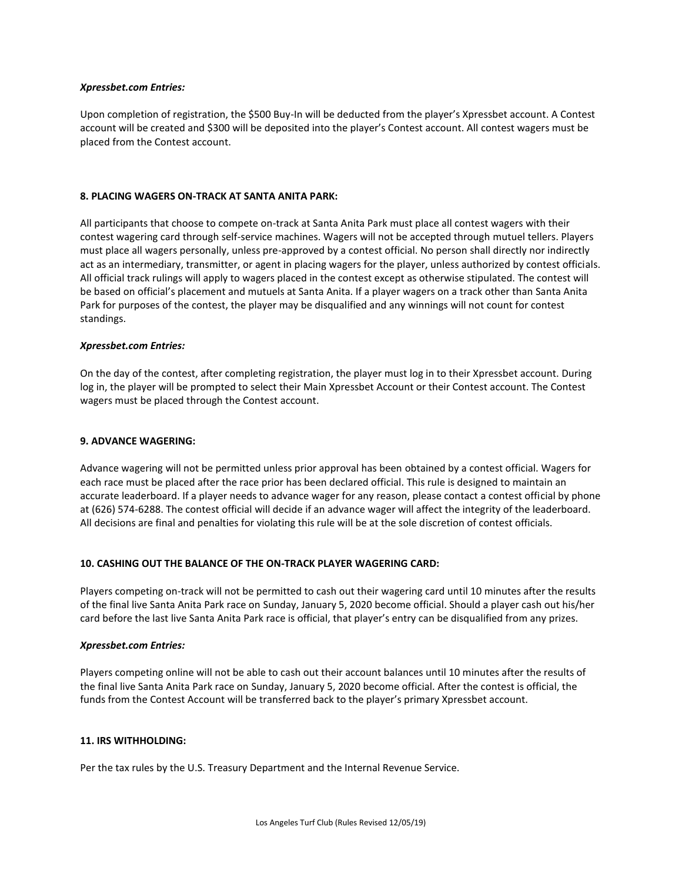***Xpressbet.com Entries:***

Upon completion of registration, the $500 Buy-In will be deducted from the player's Xpressbet account. A Contest account will be created and $300 will be deposited into the player's Contest account. All contest wagers must be placed from the Contest account.

**8. PLACING WAGERS ON-TRACK AT SANTA ANITA PARK:**

All participants that choose to compete on-track at Santa Anita Park must place all contest wagers with their contest wagering card through self-service machines. Wagers will not be accepted through mutuel tellers. Players must place all wagers personally, unless pre-approved by a contest official. No person shall directly nor indirectly act as an intermediary, transmitter, or agent in placing wagers for the player, unless authorized by contest officials. All official track rulings will apply to wagers placed in the contest except as otherwise stipulated. The contest will be based on official's placement and mutuels at Santa Anita. If a player wagers on a track other than Santa Anita Park for purposes of the contest, the player may be disqualified and any winnings will not count for contest standings.

***Xpressbet.com Entries:***

On the day of the contest, after completing registration, the player must log in to their Xpressbet account. During log in, the player will be prompted to select their Main Xpressbet Account or their Contest account. The Contest wagers must be placed through the Contest account.

**9. ADVANCE WAGERING:**

Advance wagering will not be permitted unless prior approval has been obtained by a contest official. Wagers for each race must be placed after the race prior has been declared official. This rule is designed to maintain an accurate leaderboard. If a player needs to advance wager for any reason, please contact a contest official by phone at (626) 574-6288. The contest official will decide if an advance wager will affect the integrity of the leaderboard. All decisions are final and penalties for violating this rule will be at the sole discretion of contest officials.

**10. CASHING OUT THE BALANCE OF THE ON-TRACK PLAYER WAGERING CARD:**

Players competing on-track will not be permitted to cash out their wagering card until 10 minutes after the results of the final live Santa Anita Park race on Sunday, January 5, 2020 become official. Should a player cash out his/her card before the last live Santa Anita Park race is official, that player's entry can be disqualified from any prizes.

***Xpressbet.com Entries:***

Players competing online will not be able to cash out their account balances until 10 minutes after the results of the final live Santa Anita Park race on Sunday, January 5, 2020 become official. After the contest is official, the funds from the Contest Account will be transferred back to the player's primary Xpressbet account.

**11. IRS WITHHOLDING:**

Per the tax rules by the U.S. Treasury Department and the Internal Revenue Service.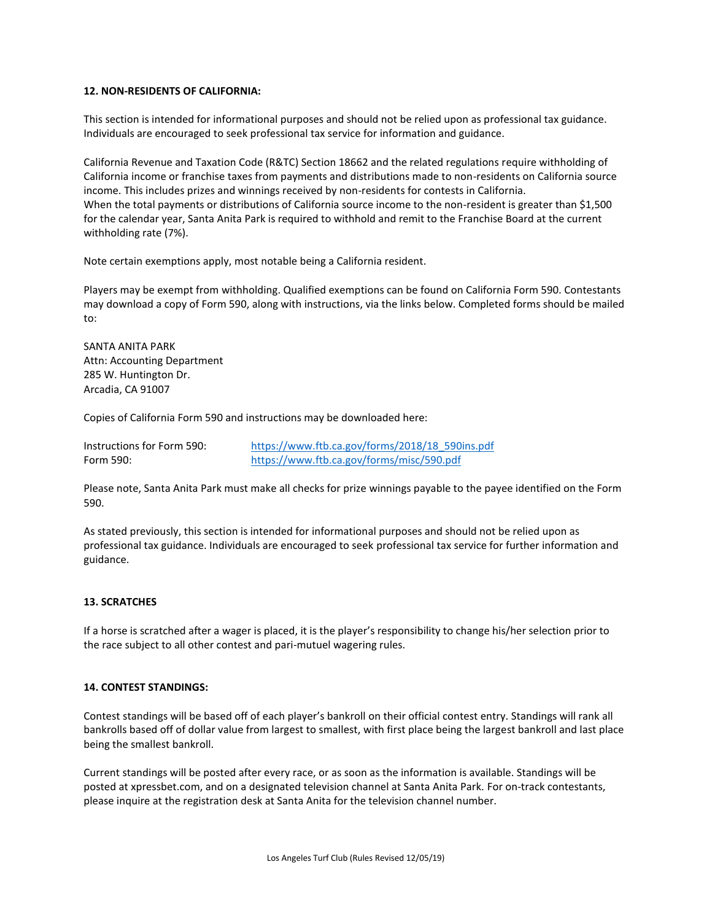**12. NON-RESIDENTS OF CALIFORNIA:**

This section is intended for informational purposes and should not be relied upon as professional tax guidance. Individuals are encouraged to seek professional tax service for information and guidance.

California Revenue and Taxation Code (R&TC) Section 18662 and the related regulations require withholding of California income or franchise taxes from payments and distributions made to non-residents on California source income. This includes prizes and winnings received by non-residents for contests in California.
When the total payments or distributions of California source income to the non-resident is greater than $1,500 for the calendar year, Santa Anita Park is required to withhold and remit to the Franchise Board at the current withholding rate (7%).

Note certain exemptions apply, most notable being a California resident.

Players may be exempt from withholding. Qualified exemptions can be found on California Form 590. Contestants may download a copy of Form 590, along with instructions, via the links below. Completed forms should be mailed to:

SANTA ANITA PARK
Attn: Accounting Department
285 W. Huntington Dr.
Arcadia, CA 91007

Copies of California Form 590 and instructions may be downloaded here:

Instructions for Form 590: https://www.ftb.ca.gov/forms/2018/18_590ins.pdf
Form 590: https://www.ftb.ca.gov/forms/misc/590.pdf

Please note, Santa Anita Park must make all checks for prize winnings payable to the payee identified on the Form 590.

As stated previously, this section is intended for informational purposes and should not be relied upon as professional tax guidance. Individuals are encouraged to seek professional tax service for further information and guidance.

**13. SCRATCHES**

If a horse is scratched after a wager is placed, it is the player's responsibility to change his/her selection prior to the race subject to all other contest and pari-mutuel wagering rules.

**14. CONTEST STANDINGS:**

Contest standings will be based off of each player's bankroll on their official contest entry. Standings will rank all bankrolls based off of dollar value from largest to smallest, with first place being the largest bankroll and last place being the smallest bankroll.

Current standings will be posted after every race, or as soon as the information is available. Standings will be posted at xpressbet.com, and on a designated television channel at Santa Anita Park. For on-track contestants, please inquire at the registration desk at Santa Anita for the television channel number.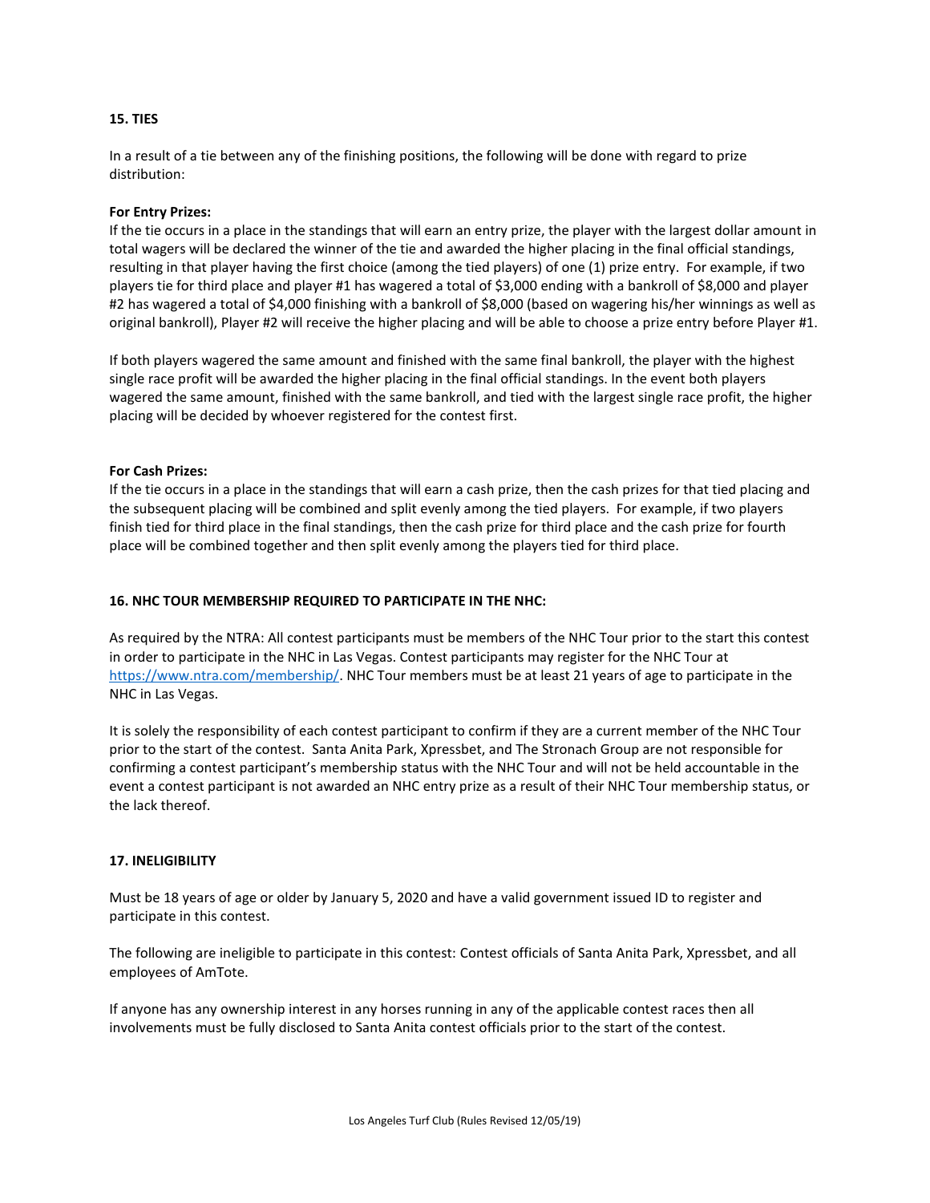## 15. TIES

In a result of a tie between any of the finishing positions, the following will be done with regard to prize distribution:

**For Entry Prizes:**
If the tie occurs in a place in the standings that will earn an entry prize, the player with the largest dollar amount in total wagers will be declared the winner of the tie and awarded the higher placing in the final official standings, resulting in that player having the first choice (among the tied players) of one (1) prize entry. For example, if two players tie for third place and player #1 has wagered a total of $3,000 ending with a bankroll of $8,000 and player #2 has wagered a total of $4,000 finishing with a bankroll of $8,000 (based on wagering his/her winnings as well as original bankroll), Player #2 will receive the higher placing and will be able to choose a prize entry before Player #1.

If both players wagered the same amount and finished with the same final bankroll, the player with the highest single race profit will be awarded the higher placing in the final official standings. In the event both players wagered the same amount, finished with the same bankroll, and tied with the largest single race profit, the higher placing will be decided by whoever registered for the contest first.

**For Cash Prizes:**
If the tie occurs in a place in the standings that will earn a cash prize, then the cash prizes for that tied placing and the subsequent placing will be combined and split evenly among the tied players. For example, if two players finish tied for third place in the final standings, then the cash prize for third place and the cash prize for fourth place will be combined together and then split evenly among the players tied for third place.

## 16. NHC TOUR MEMBERSHIP REQUIRED TO PARTICIPATE IN THE NHC:

As required by the NTRA: All contest participants must be members of the NHC Tour prior to the start this contest in order to participate in the NHC in Las Vegas. Contest participants may register for the NHC Tour at https://www.ntra.com/membership/. NHC Tour members must be at least 21 years of age to participate in the NHC in Las Vegas.

It is solely the responsibility of each contest participant to confirm if they are a current member of the NHC Tour prior to the start of the contest. Santa Anita Park, Xpressbet, and The Stronach Group are not responsible for confirming a contest participant's membership status with the NHC Tour and will not be held accountable in the event a contest participant is not awarded an NHC entry prize as a result of their NHC Tour membership status, or the lack thereof.

## 17. INELIGIBILITY

Must be 18 years of age or older by January 5, 2020 and have a valid government issued ID to register and participate in this contest.

The following are ineligible to participate in this contest: Contest officials of Santa Anita Park, Xpressbet, and all employees of AmTote.

If anyone has any ownership interest in any horses running in any of the applicable contest races then all involvements must be fully disclosed to Santa Anita contest officials prior to the start of the contest.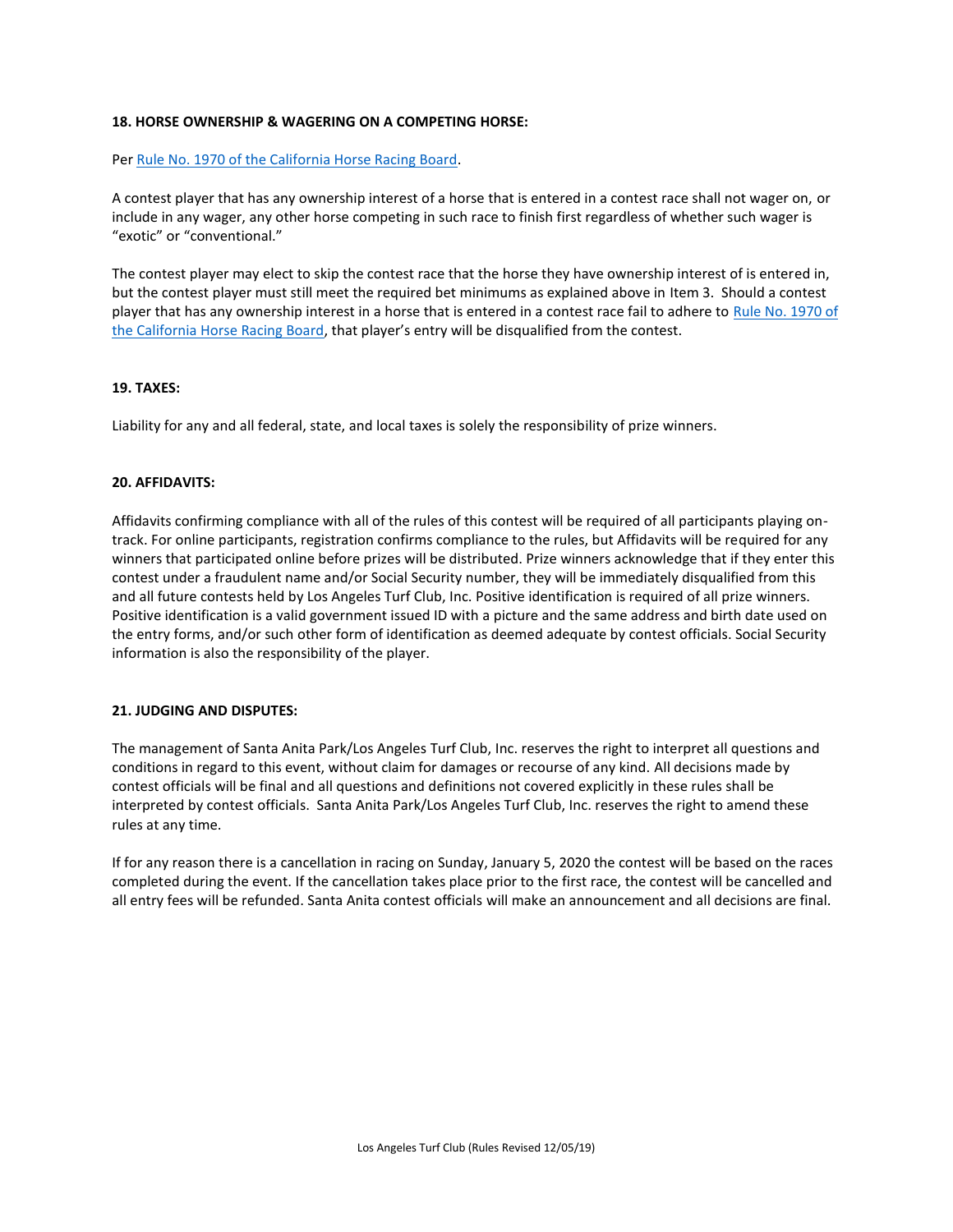**18. HORSE OWNERSHIP & WAGERING ON A COMPETING HORSE:**

Per [Rule No. 1970 of the California Horse Racing Board](#).

A contest player that has any ownership interest of a horse that is entered in a contest race shall not wager on, or include in any wager, any other horse competing in such race to finish first regardless of whether such wager is "exotic" or "conventional."

The contest player may elect to skip the contest race that the horse they have ownership interest of is entered in, but the contest player must still meet the required bet minimums as explained above in Item 3. Should a contest player that has any ownership interest in a horse that is entered in a contest race fail to adhere to [Rule No. 1970 of the California Horse Racing Board](#), that player's entry will be disqualified from the contest.

**19. TAXES:**

Liability for any and all federal, state, and local taxes is solely the responsibility of prize winners.

**20. AFFIDAVITS:**

Affidavits confirming compliance with all of the rules of this contest will be required of all participants playing on-track. For online participants, registration confirms compliance to the rules, but Affidavits will be required for any winners that participated online before prizes will be distributed. Prize winners acknowledge that if they enter this contest under a fraudulent name and/or Social Security number, they will be immediately disqualified from this and all future contests held by Los Angeles Turf Club, Inc. Positive identification is required of all prize winners. Positive identification is a valid government issued ID with a picture and the same address and birth date used on the entry forms, and/or such other form of identification as deemed adequate by contest officials. Social Security information is also the responsibility of the player.

**21. JUDGING AND DISPUTES:**

The management of Santa Anita Park/Los Angeles Turf Club, Inc. reserves the right to interpret all questions and conditions in regard to this event, without claim for damages or recourse of any kind. All decisions made by contest officials will be final and all questions and definitions not covered explicitly in these rules shall be interpreted by contest officials. Santa Anita Park/Los Angeles Turf Club, Inc. reserves the right to amend these rules at any time.

If for any reason there is a cancellation in racing on Sunday, January 5, 2020 the contest will be based on the races completed during the event. If the cancellation takes place prior to the first race, the contest will be cancelled and all entry fees will be refunded. Santa Anita contest officials will make an announcement and all decisions are final.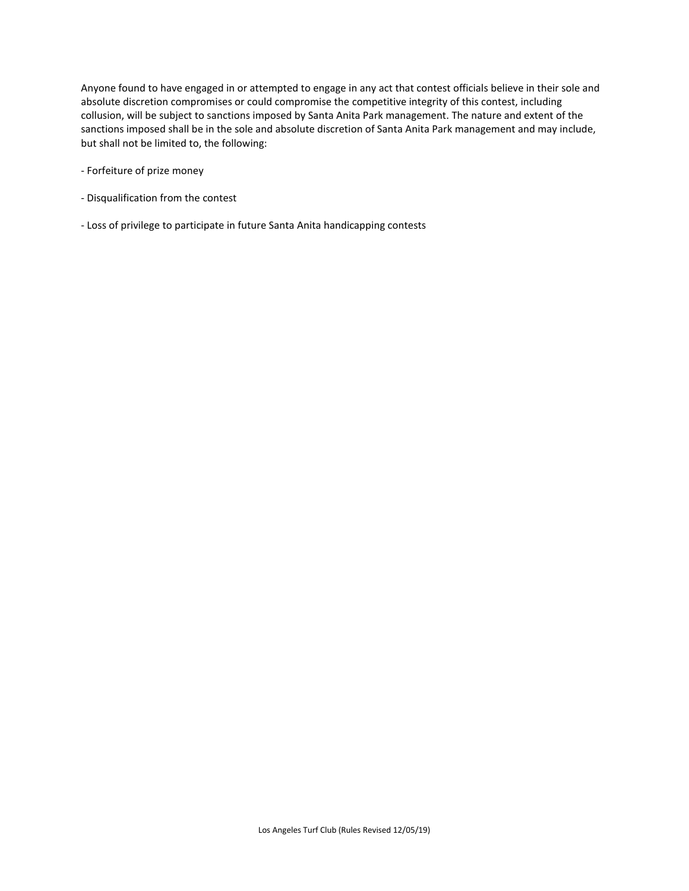Anyone found to have engaged in or attempted to engage in any act that contest officials believe in their sole and absolute discretion compromises or could compromise the competitive integrity of this contest, including collusion, will be subject to sanctions imposed by Santa Anita Park management. The nature and extent of the sanctions imposed shall be in the sole and absolute discretion of Santa Anita Park management and may include, but shall not be limited to, the following:

- Forfeiture of prize money
- Disqualification from the contest
- Loss of privilege to participate in future Santa Anita handicapping contests